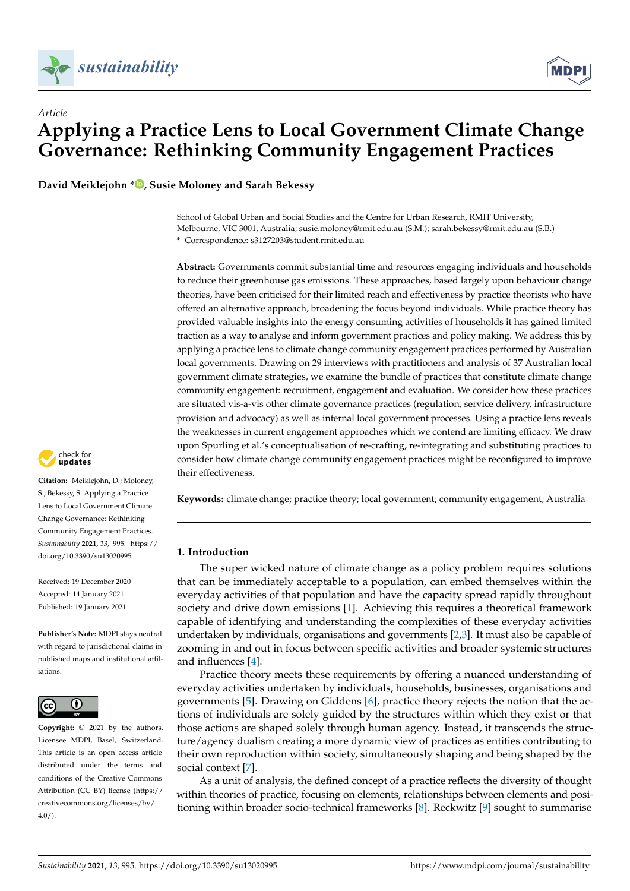*Article*

# Applying a Practice Lens to Local Government Climate Change Governance: Rethinking Community Engagement Practices

**David Meiklejohn \*, Susie Moloney and Sarah Bekessy**

School of Global Urban and Social Studies and the Centre for Urban Research, RMIT University, Melbourne, VIC 3001, Australia; susie.moloney@rmit.edu.au (S.M.); sarah.bekessy@rmit.edu.au (S.B.)
\* Correspondence: s3127203@student.rmit.edu.au

**Abstract:** Governments commit substantial time and resources engaging individuals and households to reduce their greenhouse gas emissions. These approaches, based largely upon behaviour change theories, have been criticised for their limited reach and effectiveness by practice theorists who have offered an alternative approach, broadening the focus beyond individuals. While practice theory has provided valuable insights into the energy consuming activities of households it has gained limited traction as a way to analyse and inform government practices and policy making. We address this by applying a practice lens to climate change community engagement practices performed by Australian local governments. Drawing on 29 interviews with practitioners and analysis of 37 Australian local government climate strategies, we examine the bundle of practices that constitute climate change community engagement: recruitment, engagement and evaluation. We consider how these practices are situated vis-a-vis other climate governance practices (regulation, service delivery, infrastructure provision and advocacy) as well as internal local government processes. Using a practice lens reveals the weaknesses in current engagement approaches which we contend are limiting efficacy. We draw upon Spurling et al.'s conceptualisation of re-crafting, re-integrating and substituting practices to consider how climate change community engagement practices might be reconfigured to improve their effectiveness.

**Keywords:** climate change; practice theory; local government; community engagement; Australia

**Citation:** Meiklejohn, D.; Moloney, S.; Bekessy, S. Applying a Practice Lens to Local Government Climate Change Governance: Rethinking Community Engagement Practices. *Sustainability* **2021**, *13*, 995. https://doi.org/10.3390/su13020995

Received: 19 December 2020
Accepted: 14 January 2021
Published: 19 January 2021

**Publisher's Note:** MDPI stays neutral with regard to jurisdictional claims in published maps and institutional affiliations.

**Copyright:** © 2021 by the authors. Licensee MDPI, Basel, Switzerland. This article is an open access article distributed under the terms and conditions of the Creative Commons Attribution (CC BY) license (https://creativecommons.org/licenses/by/4.0/).

## 1. Introduction

The super wicked nature of climate change as a policy problem requires solutions that can be immediately acceptable to a population, can embed themselves within the everyday activities of that population and have the capacity spread rapidly throughout society and drive down emissions [1]. Achieving this requires a theoretical framework capable of identifying and understanding the complexities of these everyday activities undertaken by individuals, organisations and governments [2,3]. It must also be capable of zooming in and out in focus between specific activities and broader systemic structures and influences [4].

Practice theory meets these requirements by offering a nuanced understanding of everyday activities undertaken by individuals, households, businesses, organisations and governments [5]. Drawing on Giddens [6], practice theory rejects the notion that the actions of individuals are solely guided by the structures within which they exist or that those actions are shaped solely through human agency. Instead, it transcends the structure/agency dualism creating a more dynamic view of practices as entities contributing to their own reproduction within society, simultaneously shaping and being shaped by the social context [7].

As a unit of analysis, the defined concept of a practice reflects the diversity of thought within theories of practice, focusing on elements, relationships between elements and positioning within broader socio-technical frameworks [8]. Reckwitz [9] sought to summarise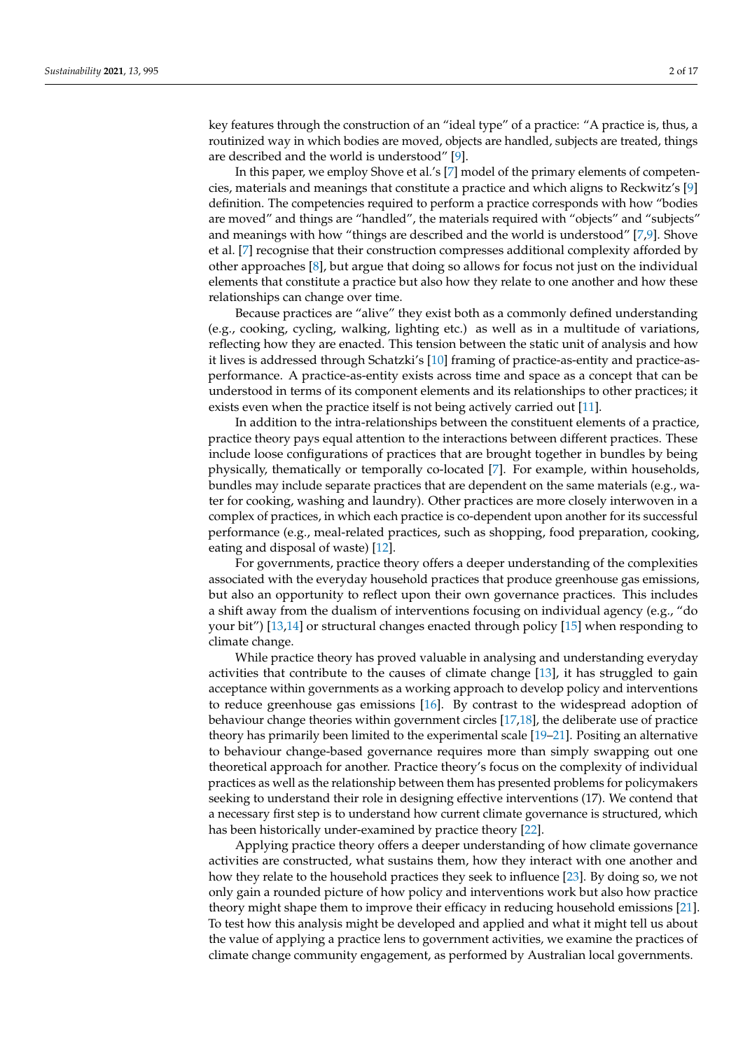key features through the construction of an "ideal type" of a practice: "A practice is, thus, a routinized way in which bodies are moved, objects are handled, subjects are treated, things are described and the world is understood" [9].

In this paper, we employ Shove et al.'s [7] model of the primary elements of competencies, materials and meanings that constitute a practice and which aligns to Reckwitz's [9] definition. The competencies required to perform a practice corresponds with how "bodies are moved" and things are "handled", the materials required with "objects" and "subjects" and meanings with how "things are described and the world is understood" [7,9]. Shove et al. [7] recognise that their construction compresses additional complexity afforded by other approaches [8], but argue that doing so allows for focus not just on the individual elements that constitute a practice but also how they relate to one another and how these relationships can change over time.

Because practices are "alive" they exist both as a commonly defined understanding (e.g., cooking, cycling, walking, lighting etc.) as well as in a multitude of variations, reflecting how they are enacted. This tension between the static unit of analysis and how it lives is addressed through Schatzki's [10] framing of practice-as-entity and practice-as-performance. A practice-as-entity exists across time and space as a concept that can be understood in terms of its component elements and its relationships to other practices; it exists even when the practice itself is not being actively carried out [11].

In addition to the intra-relationships between the constituent elements of a practice, practice theory pays equal attention to the interactions between different practices. These include loose configurations of practices that are brought together in bundles by being physically, thematically or temporally co-located [7]. For example, within households, bundles may include separate practices that are dependent on the same materials (e.g., water for cooking, washing and laundry). Other practices are more closely interwoven in a complex of practices, in which each practice is co-dependent upon another for its successful performance (e.g., meal-related practices, such as shopping, food preparation, cooking, eating and disposal of waste) [12].

For governments, practice theory offers a deeper understanding of the complexities associated with the everyday household practices that produce greenhouse gas emissions, but also an opportunity to reflect upon their own governance practices. This includes a shift away from the dualism of interventions focusing on individual agency (e.g., "do your bit") [13,14] or structural changes enacted through policy [15] when responding to climate change.

While practice theory has proved valuable in analysing and understanding everyday activities that contribute to the causes of climate change [13], it has struggled to gain acceptance within governments as a working approach to develop policy and interventions to reduce greenhouse gas emissions [16]. By contrast to the widespread adoption of behaviour change theories within government circles [17,18], the deliberate use of practice theory has primarily been limited to the experimental scale [19–21]. Positing an alternative to behaviour change-based governance requires more than simply swapping out one theoretical approach for another. Practice theory's focus on the complexity of individual practices as well as the relationship between them has presented problems for policymakers seeking to understand their role in designing effective interventions (17). We contend that a necessary first step is to understand how current climate governance is structured, which has been historically under-examined by practice theory [22].

Applying practice theory offers a deeper understanding of how climate governance activities are constructed, what sustains them, how they interact with one another and how they relate to the household practices they seek to influence [23]. By doing so, we not only gain a rounded picture of how policy and interventions work but also how practice theory might shape them to improve their efficacy in reducing household emissions [21]. To test how this analysis might be developed and applied and what it might tell us about the value of applying a practice lens to government activities, we examine the practices of climate change community engagement, as performed by Australian local governments.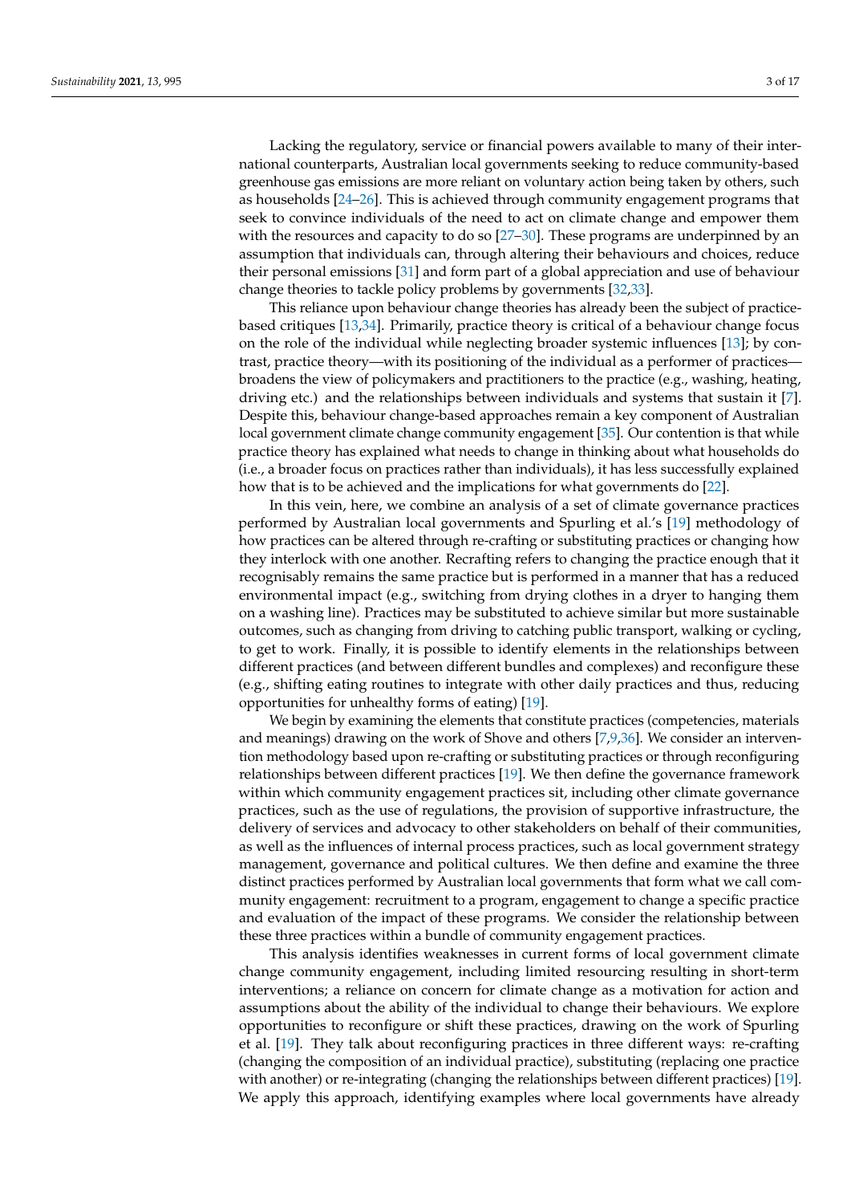Lacking the regulatory, service or financial powers available to many of their international counterparts, Australian local governments seeking to reduce community-based greenhouse gas emissions are more reliant on voluntary action being taken by others, such as households [24–26]. This is achieved through community engagement programs that seek to convince individuals of the need to act on climate change and empower them with the resources and capacity to do so [27–30]. These programs are underpinned by an assumption that individuals can, through altering their behaviours and choices, reduce their personal emissions [31] and form part of a global appreciation and use of behaviour change theories to tackle policy problems by governments [32,33].

This reliance upon behaviour change theories has already been the subject of practice-based critiques [13,34]. Primarily, practice theory is critical of a behaviour change focus on the role of the individual while neglecting broader systemic influences [13]; by contrast, practice theory—with its positioning of the individual as a performer of practices—broadens the view of policymakers and practitioners to the practice (e.g., washing, heating, driving etc.) and the relationships between individuals and systems that sustain it [7]. Despite this, behaviour change-based approaches remain a key component of Australian local government climate change community engagement [35]. Our contention is that while practice theory has explained what needs to change in thinking about what households do (i.e., a broader focus on practices rather than individuals), it has less successfully explained how that is to be achieved and the implications for what governments do [22].

In this vein, here, we combine an analysis of a set of climate governance practices performed by Australian local governments and Spurling et al.'s [19] methodology of how practices can be altered through re-crafting or substituting practices or changing how they interlock with one another. Recrafting refers to changing the practice enough that it recognisably remains the same practice but is performed in a manner that has a reduced environmental impact (e.g., switching from drying clothes in a dryer to hanging them on a washing line). Practices may be substituted to achieve similar but more sustainable outcomes, such as changing from driving to catching public transport, walking or cycling, to get to work. Finally, it is possible to identify elements in the relationships between different practices (and between different bundles and complexes) and reconfigure these (e.g., shifting eating routines to integrate with other daily practices and thus, reducing opportunities for unhealthy forms of eating) [19].

We begin by examining the elements that constitute practices (competencies, materials and meanings) drawing on the work of Shove and others [7,9,36]. We consider an intervention methodology based upon re-crafting or substituting practices or through reconfiguring relationships between different practices [19]. We then define the governance framework within which community engagement practices sit, including other climate governance practices, such as the use of regulations, the provision of supportive infrastructure, the delivery of services and advocacy to other stakeholders on behalf of their communities, as well as the influences of internal process practices, such as local government strategy management, governance and political cultures. We then define and examine the three distinct practices performed by Australian local governments that form what we call community engagement: recruitment to a program, engagement to change a specific practice and evaluation of the impact of these programs. We consider the relationship between these three practices within a bundle of community engagement practices.

This analysis identifies weaknesses in current forms of local government climate change community engagement, including limited resourcing resulting in short-term interventions; a reliance on concern for climate change as a motivation for action and assumptions about the ability of the individual to change their behaviours. We explore opportunities to reconfigure or shift these practices, drawing on the work of Spurling et al. [19]. They talk about reconfiguring practices in three different ways: re-crafting (changing the composition of an individual practice), substituting (replacing one practice with another) or re-integrating (changing the relationships between different practices) [19]. We apply this approach, identifying examples where local governments have already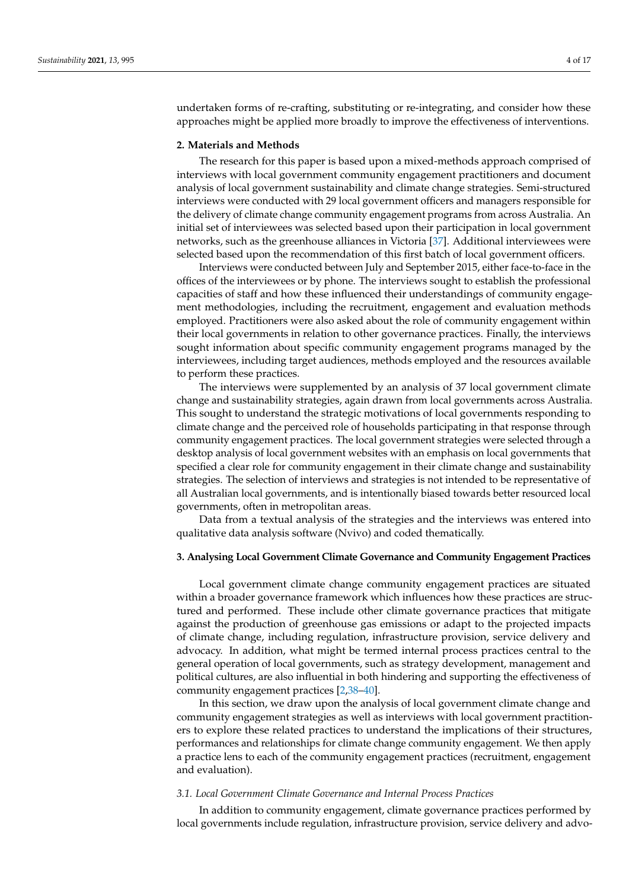undertaken forms of re-crafting, substituting or re-integrating, and consider how these approaches might be applied more broadly to improve the effectiveness of interventions.

## 2. Materials and Methods

The research for this paper is based upon a mixed-methods approach comprised of interviews with local government community engagement practitioners and document analysis of local government sustainability and climate change strategies. Semi-structured interviews were conducted with 29 local government officers and managers responsible for the delivery of climate change community engagement programs from across Australia. An initial set of interviewees was selected based upon their participation in local government networks, such as the greenhouse alliances in Victoria [37]. Additional interviewees were selected based upon the recommendation of this first batch of local government officers.

Interviews were conducted between July and September 2015, either face-to-face in the offices of the interviewees or by phone. The interviews sought to establish the professional capacities of staff and how these influenced their understandings of community engagement methodologies, including the recruitment, engagement and evaluation methods employed. Practitioners were also asked about the role of community engagement within their local governments in relation to other governance practices. Finally, the interviews sought information about specific community engagement programs managed by the interviewees, including target audiences, methods employed and the resources available to perform these practices.

The interviews were supplemented by an analysis of 37 local government climate change and sustainability strategies, again drawn from local governments across Australia. This sought to understand the strategic motivations of local governments responding to climate change and the perceived role of households participating in that response through community engagement practices. The local government strategies were selected through a desktop analysis of local government websites with an emphasis on local governments that specified a clear role for community engagement in their climate change and sustainability strategies. The selection of interviews and strategies is not intended to be representative of all Australian local governments, and is intentionally biased towards better resourced local governments, often in metropolitan areas.

Data from a textual analysis of the strategies and the interviews was entered into qualitative data analysis software (Nvivo) and coded thematically.

## 3. Analysing Local Government Climate Governance and Community Engagement Practices

Local government climate change community engagement practices are situated within a broader governance framework which influences how these practices are structured and performed. These include other climate governance practices that mitigate against the production of greenhouse gas emissions or adapt to the projected impacts of climate change, including regulation, infrastructure provision, service delivery and advocacy. In addition, what might be termed internal process practices central to the general operation of local governments, such as strategy development, management and political cultures, are also influential in both hindering and supporting the effectiveness of community engagement practices [2,38–40].

In this section, we draw upon the analysis of local government climate change and community engagement strategies as well as interviews with local government practitioners to explore these related practices to understand the implications of their structures, performances and relationships for climate change community engagement. We then apply a practice lens to each of the community engagement practices (recruitment, engagement and evaluation).

### *3.1. Local Government Climate Governance and Internal Process Practices*

In addition to community engagement, climate governance practices performed by local governments include regulation, infrastructure provision, service delivery and advo-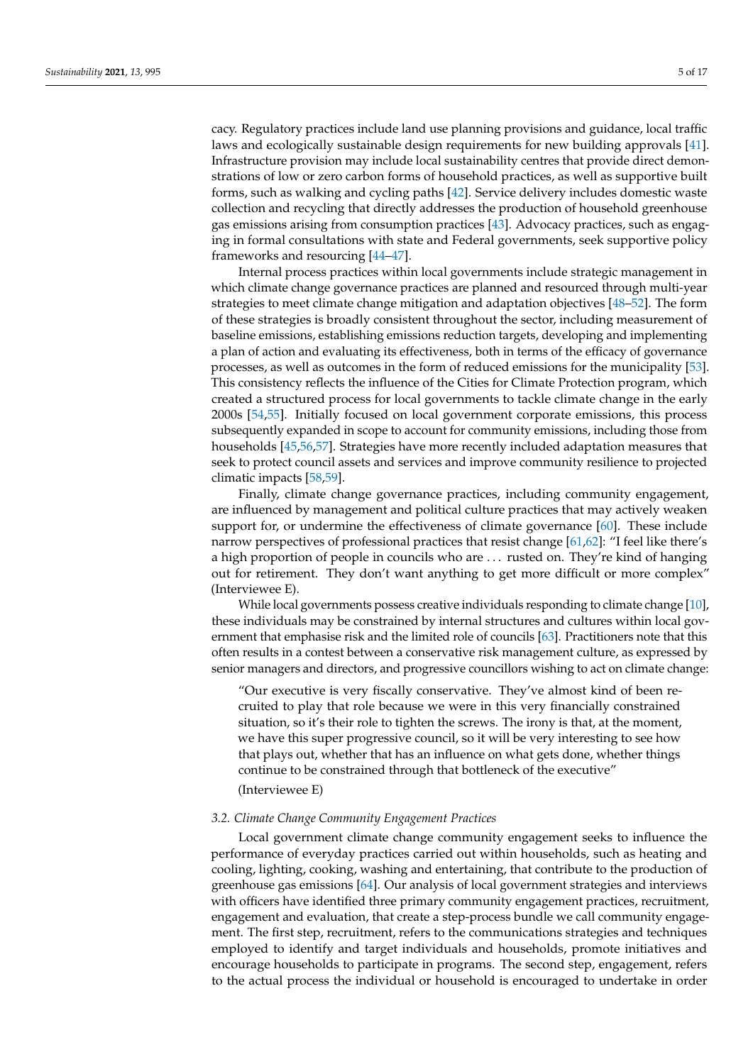cacy. Regulatory practices include land use planning provisions and guidance, local traffic laws and ecologically sustainable design requirements for new building approvals [41]. Infrastructure provision may include local sustainability centres that provide direct demonstrations of low or zero carbon forms of household practices, as well as supportive built forms, such as walking and cycling paths [42]. Service delivery includes domestic waste collection and recycling that directly addresses the production of household greenhouse gas emissions arising from consumption practices [43]. Advocacy practices, such as engaging in formal consultations with state and Federal governments, seek supportive policy frameworks and resourcing [44–47].

Internal process practices within local governments include strategic management in which climate change governance practices are planned and resourced through multi-year strategies to meet climate change mitigation and adaptation objectives [48–52]. The form of these strategies is broadly consistent throughout the sector, including measurement of baseline emissions, establishing emissions reduction targets, developing and implementing a plan of action and evaluating its effectiveness, both in terms of the efficacy of governance processes, as well as outcomes in the form of reduced emissions for the municipality [53]. This consistency reflects the influence of the Cities for Climate Protection program, which created a structured process for local governments to tackle climate change in the early 2000s [54,55]. Initially focused on local government corporate emissions, this process subsequently expanded in scope to account for community emissions, including those from households [45,56,57]. Strategies have more recently included adaptation measures that seek to protect council assets and services and improve community resilience to projected climatic impacts [58,59].

Finally, climate change governance practices, including community engagement, are influenced by management and political culture practices that may actively weaken support for, or undermine the effectiveness of climate governance [60]. These include narrow perspectives of professional practices that resist change [61,62]: "I feel like there's a high proportion of people in councils who are ... rusted on. They're kind of hanging out for retirement. They don't want anything to get more difficult or more complex" (Interviewee E).

While local governments possess creative individuals responding to climate change [10], these individuals may be constrained by internal structures and cultures within local government that emphasise risk and the limited role of councils [63]. Practitioners note that this often results in a contest between a conservative risk management culture, as expressed by senior managers and directors, and progressive councillors wishing to act on climate change:

> "Our executive is very fiscally conservative. They've almost kind of been recruited to play that role because we were in this very financially constrained situation, so it's their role to tighten the screws. The irony is that, at the moment, we have this super progressive council, so it will be very interesting to see how that plays out, whether that has an influence on what gets done, whether things continue to be constrained through that bottleneck of the executive"
>
> (Interviewee E)

### *3.2. Climate Change Community Engagement Practices*

Local government climate change community engagement seeks to influence the performance of everyday practices carried out within households, such as heating and cooling, lighting, cooking, washing and entertaining, that contribute to the production of greenhouse gas emissions [64]. Our analysis of local government strategies and interviews with officers have identified three primary community engagement practices, recruitment, engagement and evaluation, that create a step-process bundle we call community engagement. The first step, recruitment, refers to the communications strategies and techniques employed to identify and target individuals and households, promote initiatives and encourage households to participate in programs. The second step, engagement, refers to the actual process the individual or household is encouraged to undertake in order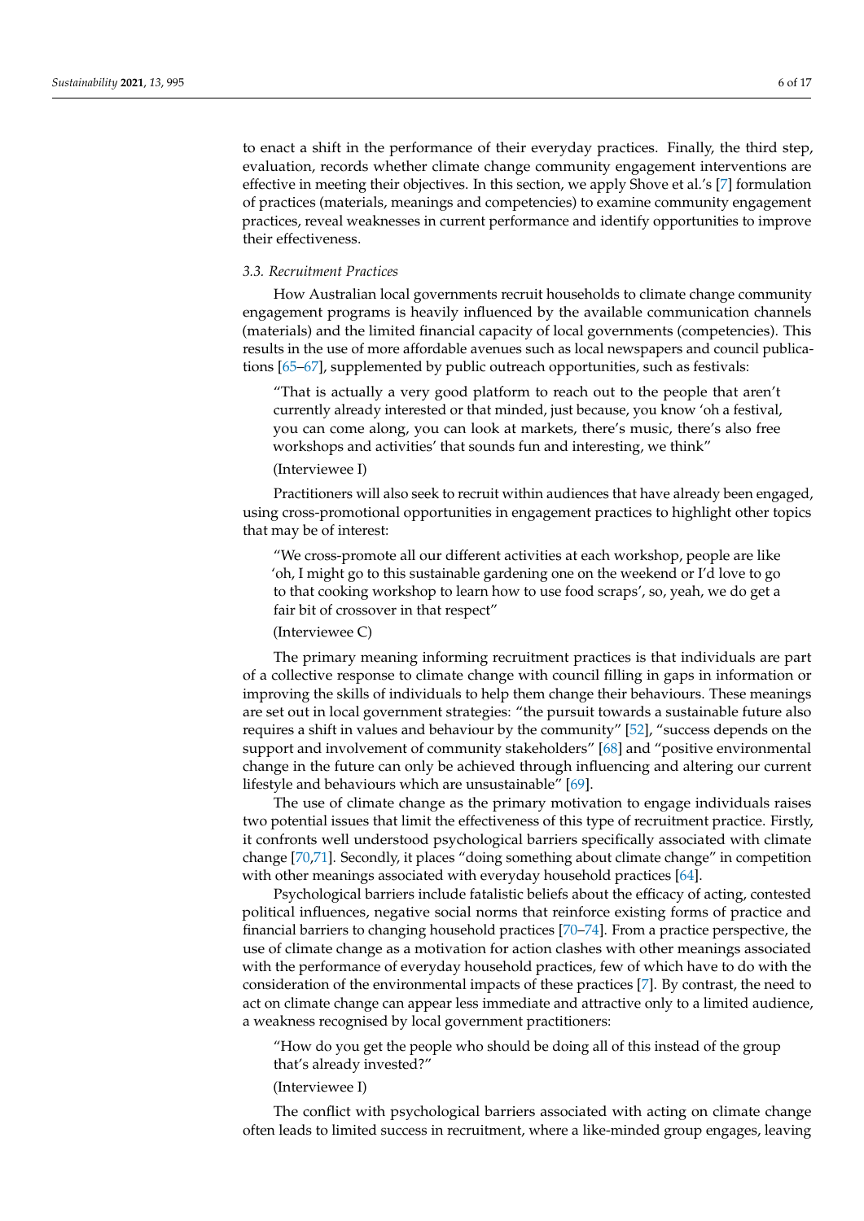to enact a shift in the performance of their everyday practices. Finally, the third step, evaluation, records whether climate change community engagement interventions are effective in meeting their objectives. In this section, we apply Shove et al.'s [7] formulation of practices (materials, meanings and competencies) to examine community engagement practices, reveal weaknesses in current performance and identify opportunities to improve their effectiveness.

### 3.3. Recruitment Practices

How Australian local governments recruit households to climate change community engagement programs is heavily influenced by the available communication channels (materials) and the limited financial capacity of local governments (competencies). This results in the use of more affordable avenues such as local newspapers and council publications [65–67], supplemented by public outreach opportunities, such as festivals:

> "That is actually a very good platform to reach out to the people that aren't currently already interested or that minded, just because, you know 'oh a festival, you can come along, you can look at markets, there's music, there's also free workshops and activities' that sounds fun and interesting, we think"
>
> (Interviewee I)

Practitioners will also seek to recruit within audiences that have already been engaged, using cross-promotional opportunities in engagement practices to highlight other topics that may be of interest:

> "We cross-promote all our different activities at each workshop, people are like 'oh, I might go to this sustainable gardening one on the weekend or I'd love to go to that cooking workshop to learn how to use food scraps', so, yeah, we do get a fair bit of crossover in that respect"
>
> (Interviewee C)

The primary meaning informing recruitment practices is that individuals are part of a collective response to climate change with council filling in gaps in information or improving the skills of individuals to help them change their behaviours. These meanings are set out in local government strategies: "the pursuit towards a sustainable future also requires a shift in values and behaviour by the community" [52], "success depends on the support and involvement of community stakeholders" [68] and "positive environmental change in the future can only be achieved through influencing and altering our current lifestyle and behaviours which are unsustainable" [69].

The use of climate change as the primary motivation to engage individuals raises two potential issues that limit the effectiveness of this type of recruitment practice. Firstly, it confronts well understood psychological barriers specifically associated with climate change [70,71]. Secondly, it places "doing something about climate change" in competition with other meanings associated with everyday household practices [64].

Psychological barriers include fatalistic beliefs about the efficacy of acting, contested political influences, negative social norms that reinforce existing forms of practice and financial barriers to changing household practices [70–74]. From a practice perspective, the use of climate change as a motivation for action clashes with other meanings associated with the performance of everyday household practices, few of which have to do with the consideration of the environmental impacts of these practices [7]. By contrast, the need to act on climate change can appear less immediate and attractive only to a limited audience, a weakness recognised by local government practitioners:

> "How do you get the people who should be doing all of this instead of the group that's already invested?"
>
> (Interviewee I)

The conflict with psychological barriers associated with acting on climate change often leads to limited success in recruitment, where a like-minded group engages, leaving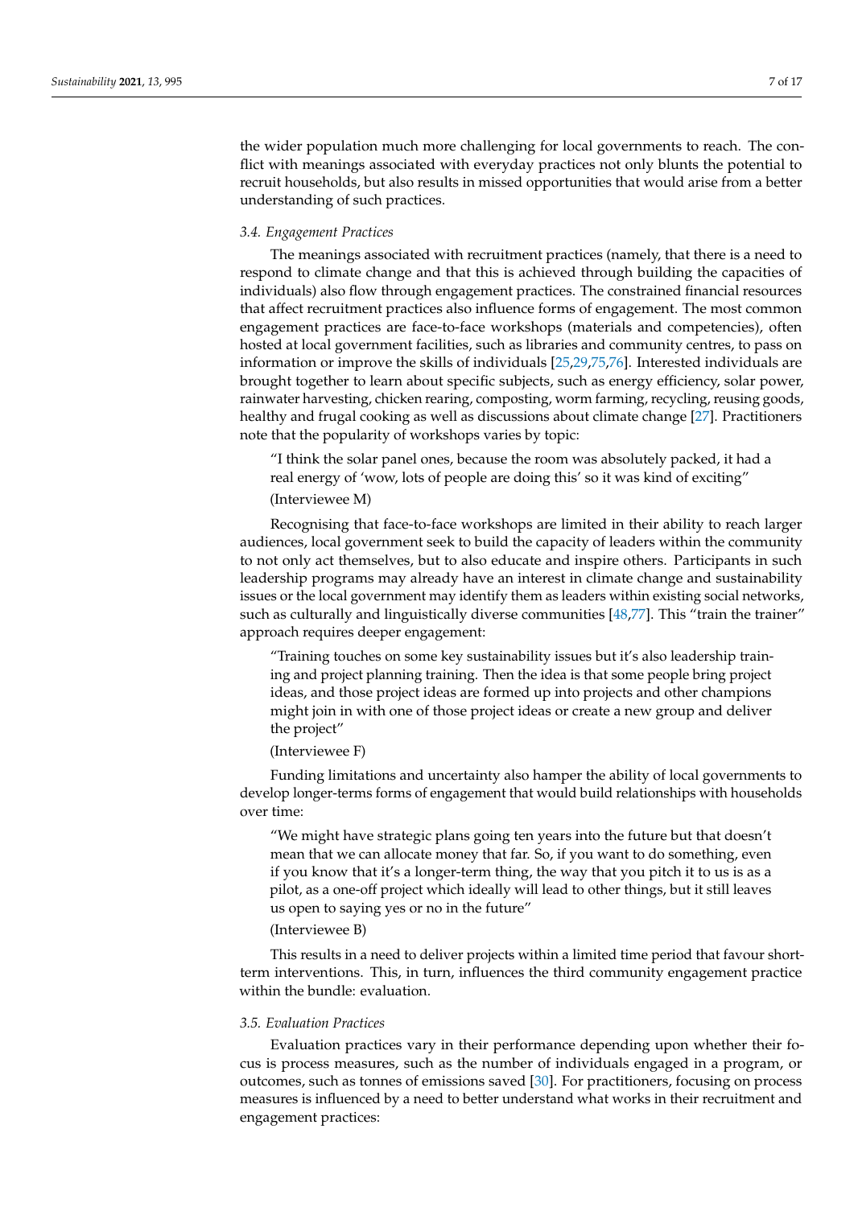the wider population much more challenging for local governments to reach. The conflict with meanings associated with everyday practices not only blunts the potential to recruit households, but also results in missed opportunities that would arise from a better understanding of such practices.

### *3.4. Engagement Practices*

The meanings associated with recruitment practices (namely, that there is a need to respond to climate change and that this is achieved through building the capacities of individuals) also flow through engagement practices. The constrained financial resources that affect recruitment practices also influence forms of engagement. The most common engagement practices are face-to-face workshops (materials and competencies), often hosted at local government facilities, such as libraries and community centres, to pass on information or improve the skills of individuals [25,29,75,76]. Interested individuals are brought together to learn about specific subjects, such as energy efficiency, solar power, rainwater harvesting, chicken rearing, composting, worm farming, recycling, reusing goods, healthy and frugal cooking as well as discussions about climate change [27]. Practitioners note that the popularity of workshops varies by topic:

> "I think the solar panel ones, because the room was absolutely packed, it had a real energy of 'wow, lots of people are doing this' so it was kind of exciting"
>
> (Interviewee M)

Recognising that face-to-face workshops are limited in their ability to reach larger audiences, local government seek to build the capacity of leaders within the community to not only act themselves, but to also educate and inspire others. Participants in such leadership programs may already have an interest in climate change and sustainability issues or the local government may identify them as leaders within existing social networks, such as culturally and linguistically diverse communities [48,77]. This "train the trainer" approach requires deeper engagement:

> "Training touches on some key sustainability issues but it's also leadership training and project planning training. Then the idea is that some people bring project ideas, and those project ideas are formed up into projects and other champions might join in with one of those project ideas or create a new group and deliver the project"
>
> (Interviewee F)

Funding limitations and uncertainty also hamper the ability of local governments to develop longer-terms forms of engagement that would build relationships with households over time:

> "We might have strategic plans going ten years into the future but that doesn't mean that we can allocate money that far. So, if you want to do something, even if you know that it's a longer-term thing, the way that you pitch it to us is as a pilot, as a one-off project which ideally will lead to other things, but it still leaves us open to saying yes or no in the future"
>
> (Interviewee B)

This results in a need to deliver projects within a limited time period that favour short-term interventions. This, in turn, influences the third community engagement practice within the bundle: evaluation.

### *3.5. Evaluation Practices*

Evaluation practices vary in their performance depending upon whether their focus is process measures, such as the number of individuals engaged in a program, or outcomes, such as tonnes of emissions saved [30]. For practitioners, focusing on process measures is influenced by a need to better understand what works in their recruitment and engagement practices: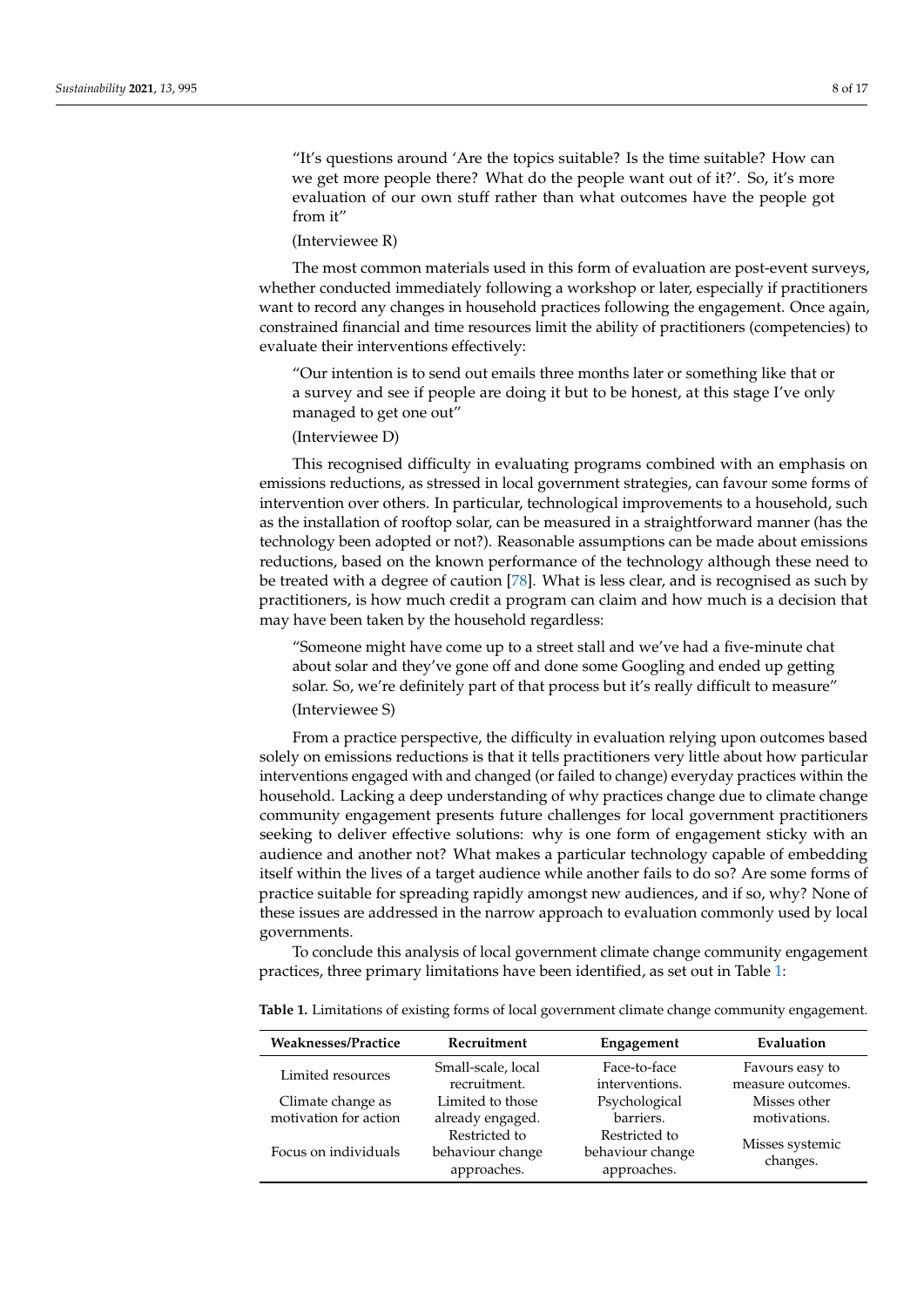"It's questions around 'Are the topics suitable? Is the time suitable? How can we get more people there? What do the people want out of it?'. So, it's more evaluation of our own stuff rather than what outcomes have the people got from it"

(Interviewee R)

The most common materials used in this form of evaluation are post-event surveys, whether conducted immediately following a workshop or later, especially if practitioners want to record any changes in household practices following the engagement. Once again, constrained financial and time resources limit the ability of practitioners (competencies) to evaluate their interventions effectively:

"Our intention is to send out emails three months later or something like that or a survey and see if people are doing it but to be honest, at this stage I've only managed to get one out"

(Interviewee D)

This recognised difficulty in evaluating programs combined with an emphasis on emissions reductions, as stressed in local government strategies, can favour some forms of intervention over others. In particular, technological improvements to a household, such as the installation of rooftop solar, can be measured in a straightforward manner (has the technology been adopted or not?). Reasonable assumptions can be made about emissions reductions, based on the known performance of the technology although these need to be treated with a degree of caution [78]. What is less clear, and is recognised as such by practitioners, is how much credit a program can claim and how much is a decision that may have been taken by the household regardless:

"Someone might have come up to a street stall and we've had a five-minute chat about solar and they've gone off and done some Googling and ended up getting solar. So, we're definitely part of that process but it's really difficult to measure"

(Interviewee S)

From a practice perspective, the difficulty in evaluation relying upon outcomes based solely on emissions reductions is that it tells practitioners very little about how particular interventions engaged with and changed (or failed to change) everyday practices within the household. Lacking a deep understanding of why practices change due to climate change community engagement presents future challenges for local government practitioners seeking to deliver effective solutions: why is one form of engagement sticky with an audience and another not? What makes a particular technology capable of embedding itself within the lives of a target audience while another fails to do so? Are some forms of practice suitable for spreading rapidly amongst new audiences, and if so, why? None of these issues are addressed in the narrow approach to evaluation commonly used by local governments.

To conclude this analysis of local government climate change community engagement practices, three primary limitations have been identified, as set out in Table 1:

**Table 1.** Limitations of existing forms of local government climate change community engagement.

| Weaknesses/Practice | Recruitment | Engagement | Evaluation |
|---|---|---|---|
| Limited resources | Small-scale, local recruitment. | Face-to-face interventions. | Favours easy to measure outcomes. |
| Climate change as motivation for action | Limited to those already engaged. | Psychological barriers. | Misses other motivations. |
| Focus on individuals | Restricted to behaviour change approaches. | Restricted to behaviour change approaches. | Misses systemic changes. |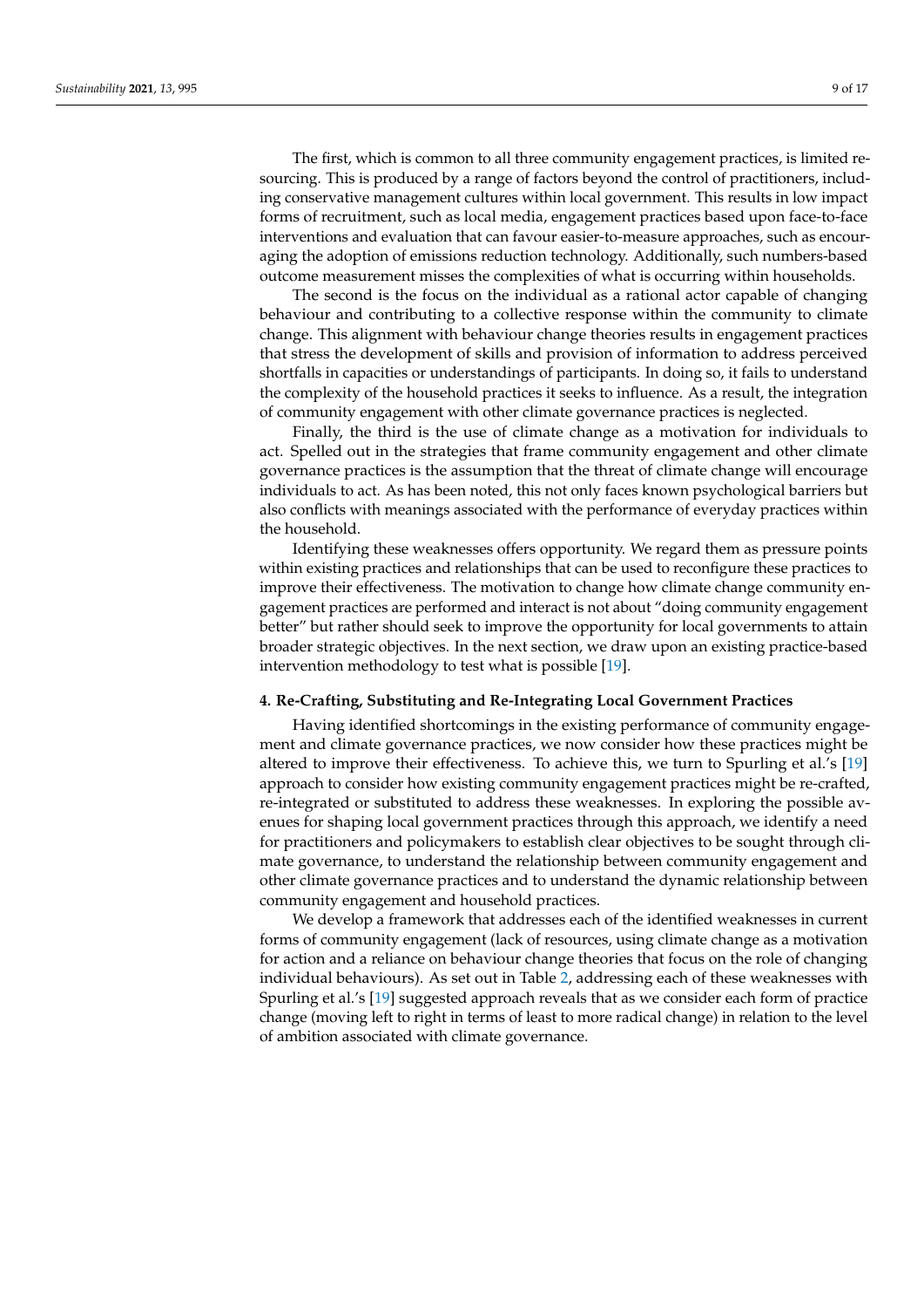The first, which is common to all three community engagement practices, is limited resourcing. This is produced by a range of factors beyond the control of practitioners, including conservative management cultures within local government. This results in low impact forms of recruitment, such as local media, engagement practices based upon face-to-face interventions and evaluation that can favour easier-to-measure approaches, such as encouraging the adoption of emissions reduction technology. Additionally, such numbers-based outcome measurement misses the complexities of what is occurring within households.

The second is the focus on the individual as a rational actor capable of changing behaviour and contributing to a collective response within the community to climate change. This alignment with behaviour change theories results in engagement practices that stress the development of skills and provision of information to address perceived shortfalls in capacities or understandings of participants. In doing so, it fails to understand the complexity of the household practices it seeks to influence. As a result, the integration of community engagement with other climate governance practices is neglected.

Finally, the third is the use of climate change as a motivation for individuals to act. Spelled out in the strategies that frame community engagement and other climate governance practices is the assumption that the threat of climate change will encourage individuals to act. As has been noted, this not only faces known psychological barriers but also conflicts with meanings associated with the performance of everyday practices within the household.

Identifying these weaknesses offers opportunity. We regard them as pressure points within existing practices and relationships that can be used to reconfigure these practices to improve their effectiveness. The motivation to change how climate change community engagement practices are performed and interact is not about "doing community engagement better" but rather should seek to improve the opportunity for local governments to attain broader strategic objectives. In the next section, we draw upon an existing practice-based intervention methodology to test what is possible [19].

## 4. Re-Crafting, Substituting and Re-Integrating Local Government Practices

Having identified shortcomings in the existing performance of community engagement and climate governance practices, we now consider how these practices might be altered to improve their effectiveness. To achieve this, we turn to Spurling et al.'s [19] approach to consider how existing community engagement practices might be re-crafted, re-integrated or substituted to address these weaknesses. In exploring the possible avenues for shaping local government practices through this approach, we identify a need for practitioners and policymakers to establish clear objectives to be sought through climate governance, to understand the relationship between community engagement and other climate governance practices and to understand the dynamic relationship between community engagement and household practices.

We develop a framework that addresses each of the identified weaknesses in current forms of community engagement (lack of resources, using climate change as a motivation for action and a reliance on behaviour change theories that focus on the role of changing individual behaviours). As set out in Table 2, addressing each of these weaknesses with Spurling et al.'s [19] suggested approach reveals that as we consider each form of practice change (moving left to right in terms of least to more radical change) in relation to the level of ambition associated with climate governance.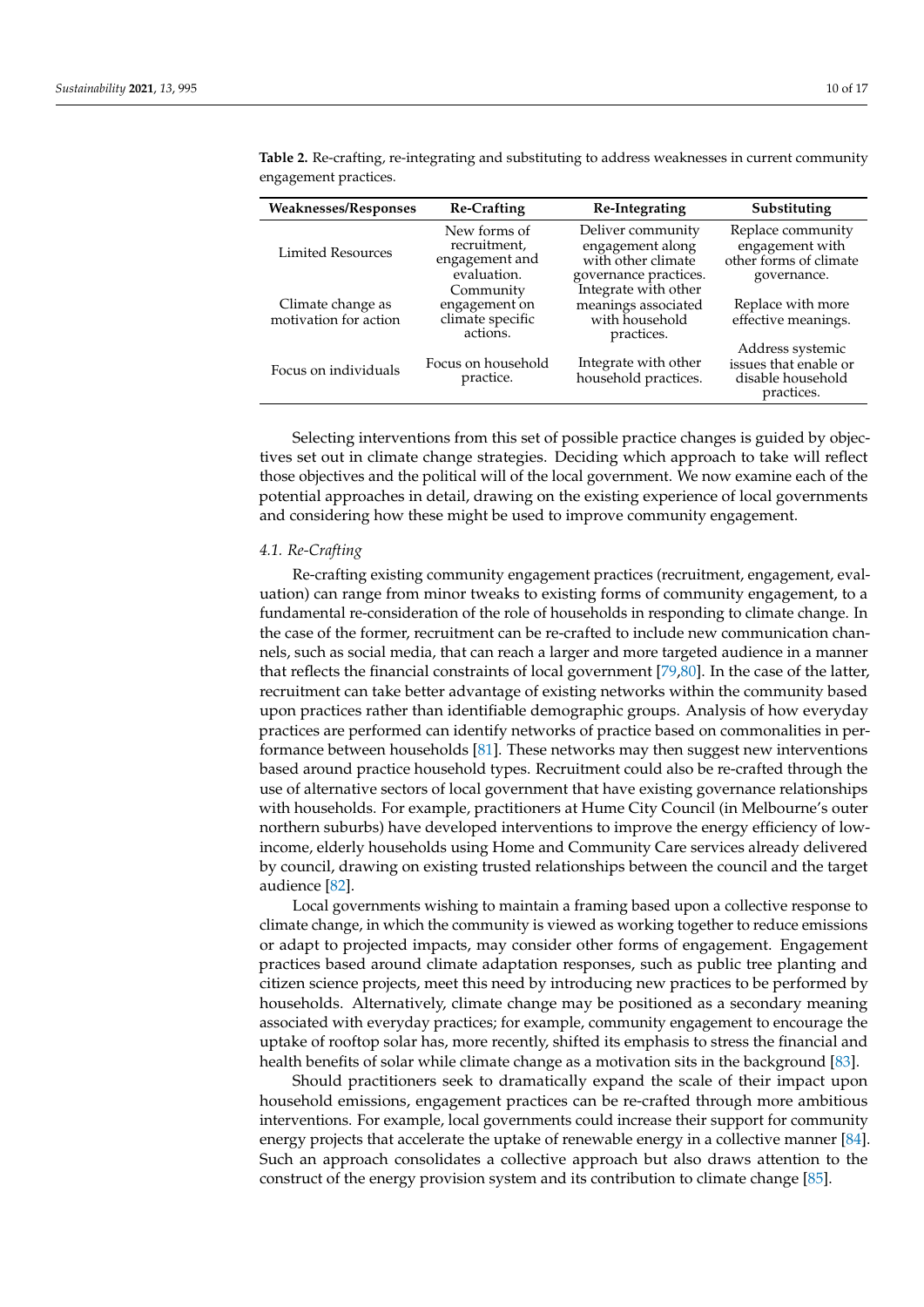**Table 2.** Re-crafting, re-integrating and substituting to address weaknesses in current community engagement practices.

| Weaknesses/Responses | Re-Crafting | Re-Integrating | Substituting |
|---|---|---|---|
| Limited Resources | New forms of recruitment, engagement and evaluation. | Deliver community engagement along with other climate governance practices. | Replace community engagement with other forms of climate governance. |
| Climate change as motivation for action | Community engagement on climate specific actions. | Integrate with other meanings associated with household practices. | Replace with more effective meanings. |
| Focus on individuals | Focus on household practice. | Integrate with other household practices. | Address systemic issues that enable or disable household practices. |

Selecting interventions from this set of possible practice changes is guided by objectives set out in climate change strategies. Deciding which approach to take will reflect those objectives and the political will of the local government. We now examine each of the potential approaches in detail, drawing on the existing experience of local governments and considering how these might be used to improve community engagement.

### 4.1. Re-Crafting

Re-crafting existing community engagement practices (recruitment, engagement, evaluation) can range from minor tweaks to existing forms of community engagement, to a fundamental re-consideration of the role of households in responding to climate change. In the case of the former, recruitment can be re-crafted to include new communication channels, such as social media, that can reach a larger and more targeted audience in a manner that reflects the financial constraints of local government [79,80]. In the case of the latter, recruitment can take better advantage of existing networks within the community based upon practices rather than identifiable demographic groups. Analysis of how everyday practices are performed can identify networks of practice based on commonalities in performance between households [81]. These networks may then suggest new interventions based around practice household types. Recruitment could also be re-crafted through the use of alternative sectors of local government that have existing governance relationships with households. For example, practitioners at Hume City Council (in Melbourne's outer northern suburbs) have developed interventions to improve the energy efficiency of low-income, elderly households using Home and Community Care services already delivered by council, drawing on existing trusted relationships between the council and the target audience [82].

Local governments wishing to maintain a framing based upon a collective response to climate change, in which the community is viewed as working together to reduce emissions or adapt to projected impacts, may consider other forms of engagement. Engagement practices based around climate adaptation responses, such as public tree planting and citizen science projects, meet this need by introducing new practices to be performed by households. Alternatively, climate change may be positioned as a secondary meaning associated with everyday practices; for example, community engagement to encourage the uptake of rooftop solar has, more recently, shifted its emphasis to stress the financial and health benefits of solar while climate change as a motivation sits in the background [83].

Should practitioners seek to dramatically expand the scale of their impact upon household emissions, engagement practices can be re-crafted through more ambitious interventions. For example, local governments could increase their support for community energy projects that accelerate the uptake of renewable energy in a collective manner [84]. Such an approach consolidates a collective approach but also draws attention to the construct of the energy provision system and its contribution to climate change [85].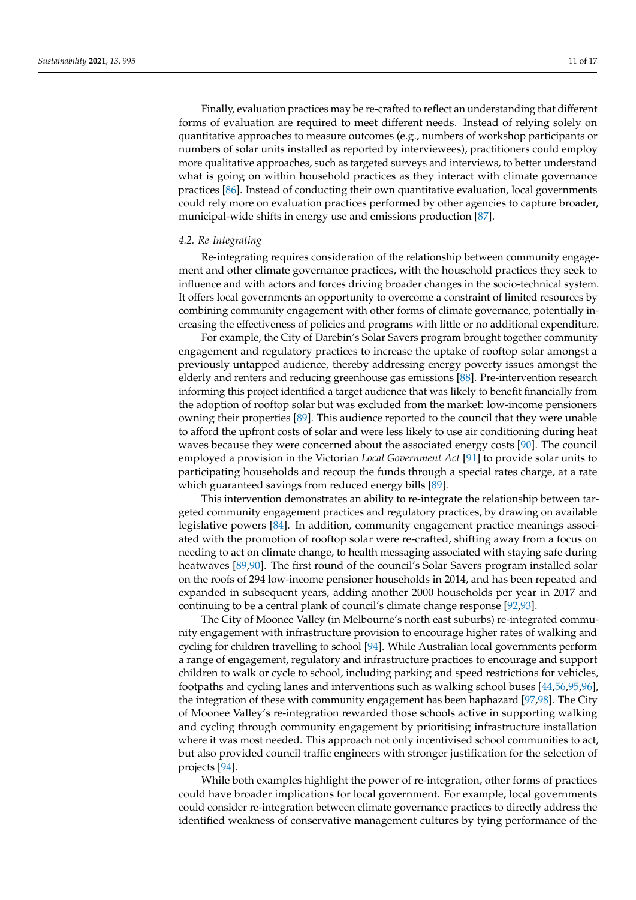Finally, evaluation practices may be re-crafted to reflect an understanding that different forms of evaluation are required to meet different needs. Instead of relying solely on quantitative approaches to measure outcomes (e.g., numbers of workshop participants or numbers of solar units installed as reported by interviewees), practitioners could employ more qualitative approaches, such as targeted surveys and interviews, to better understand what is going on within household practices as they interact with climate governance practices [86]. Instead of conducting their own quantitative evaluation, local governments could rely more on evaluation practices performed by other agencies to capture broader, municipal-wide shifts in energy use and emissions production [87].

### *4.2. Re-Integrating*

Re-integrating requires consideration of the relationship between community engagement and other climate governance practices, with the household practices they seek to influence and with actors and forces driving broader changes in the socio-technical system. It offers local governments an opportunity to overcome a constraint of limited resources by combining community engagement with other forms of climate governance, potentially increasing the effectiveness of policies and programs with little or no additional expenditure.

For example, the City of Darebin's Solar Savers program brought together community engagement and regulatory practices to increase the uptake of rooftop solar amongst a previously untapped audience, thereby addressing energy poverty issues amongst the elderly and renters and reducing greenhouse gas emissions [88]. Pre-intervention research informing this project identified a target audience that was likely to benefit financially from the adoption of rooftop solar but was excluded from the market: low-income pensioners owning their properties [89]. This audience reported to the council that they were unable to afford the upfront costs of solar and were less likely to use air conditioning during heat waves because they were concerned about the associated energy costs [90]. The council employed a provision in the Victorian *Local Government Act* [91] to provide solar units to participating households and recoup the funds through a special rates charge, at a rate which guaranteed savings from reduced energy bills [89].

This intervention demonstrates an ability to re-integrate the relationship between targeted community engagement practices and regulatory practices, by drawing on available legislative powers [84]. In addition, community engagement practice meanings associated with the promotion of rooftop solar were re-crafted, shifting away from a focus on needing to act on climate change, to health messaging associated with staying safe during heatwaves [89,90]. The first round of the council's Solar Savers program installed solar on the roofs of 294 low-income pensioner households in 2014, and has been repeated and expanded in subsequent years, adding another 2000 households per year in 2017 and continuing to be a central plank of council's climate change response [92,93].

The City of Moonee Valley (in Melbourne's north east suburbs) re-integrated community engagement with infrastructure provision to encourage higher rates of walking and cycling for children travelling to school [94]. While Australian local governments perform a range of engagement, regulatory and infrastructure practices to encourage and support children to walk or cycle to school, including parking and speed restrictions for vehicles, footpaths and cycling lanes and interventions such as walking school buses [44,56,95,96], the integration of these with community engagement has been haphazard [97,98]. The City of Moonee Valley's re-integration rewarded those schools active in supporting walking and cycling through community engagement by prioritising infrastructure installation where it was most needed. This approach not only incentivised school communities to act, but also provided council traffic engineers with stronger justification for the selection of projects [94].

While both examples highlight the power of re-integration, other forms of practices could have broader implications for local government. For example, local governments could consider re-integration between climate governance practices to directly address the identified weakness of conservative management cultures by tying performance of the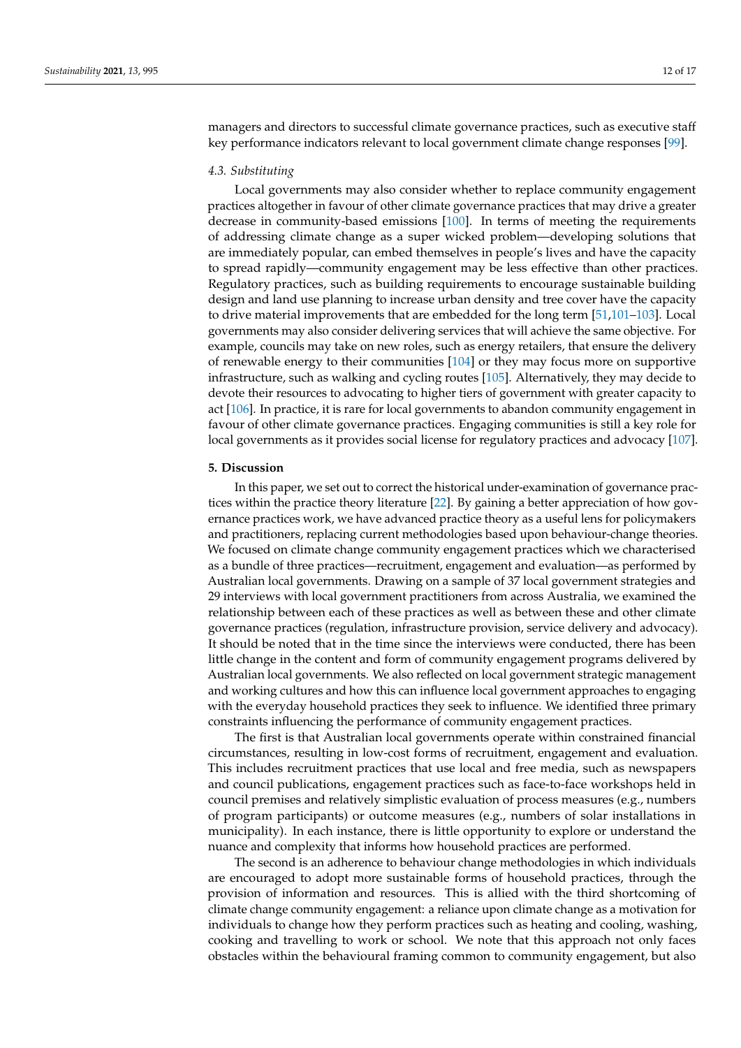managers and directors to successful climate governance practices, such as executive staff key performance indicators relevant to local government climate change responses [99].

### 4.3. Substituting

Local governments may also consider whether to replace community engagement practices altogether in favour of other climate governance practices that may drive a greater decrease in community-based emissions [100]. In terms of meeting the requirements of addressing climate change as a super wicked problem—developing solutions that are immediately popular, can embed themselves in people's lives and have the capacity to spread rapidly—community engagement may be less effective than other practices. Regulatory practices, such as building requirements to encourage sustainable building design and land use planning to increase urban density and tree cover have the capacity to drive material improvements that are embedded for the long term [51,101–103]. Local governments may also consider delivering services that will achieve the same objective. For example, councils may take on new roles, such as energy retailers, that ensure the delivery of renewable energy to their communities [104] or they may focus more on supportive infrastructure, such as walking and cycling routes [105]. Alternatively, they may decide to devote their resources to advocating to higher tiers of government with greater capacity to act [106]. In practice, it is rare for local governments to abandon community engagement in favour of other climate governance practices. Engaging communities is still a key role for local governments as it provides social license for regulatory practices and advocacy [107].

## 5. Discussion

In this paper, we set out to correct the historical under-examination of governance practices within the practice theory literature [22]. By gaining a better appreciation of how governance practices work, we have advanced practice theory as a useful lens for policymakers and practitioners, replacing current methodologies based upon behaviour-change theories. We focused on climate change community engagement practices which we characterised as a bundle of three practices—recruitment, engagement and evaluation—as performed by Australian local governments. Drawing on a sample of 37 local government strategies and 29 interviews with local government practitioners from across Australia, we examined the relationship between each of these practices as well as between these and other climate governance practices (regulation, infrastructure provision, service delivery and advocacy). It should be noted that in the time since the interviews were conducted, there has been little change in the content and form of community engagement programs delivered by Australian local governments. We also reflected on local government strategic management and working cultures and how this can influence local government approaches to engaging with the everyday household practices they seek to influence. We identified three primary constraints influencing the performance of community engagement practices.

The first is that Australian local governments operate within constrained financial circumstances, resulting in low-cost forms of recruitment, engagement and evaluation. This includes recruitment practices that use local and free media, such as newspapers and council publications, engagement practices such as face-to-face workshops held in council premises and relatively simplistic evaluation of process measures (e.g., numbers of program participants) or outcome measures (e.g., numbers of solar installations in municipality). In each instance, there is little opportunity to explore or understand the nuance and complexity that informs how household practices are performed.

The second is an adherence to behaviour change methodologies in which individuals are encouraged to adopt more sustainable forms of household practices, through the provision of information and resources. This is allied with the third shortcoming of climate change community engagement: a reliance upon climate change as a motivation for individuals to change how they perform practices such as heating and cooling, washing, cooking and travelling to work or school. We note that this approach not only faces obstacles within the behavioural framing common to community engagement, but also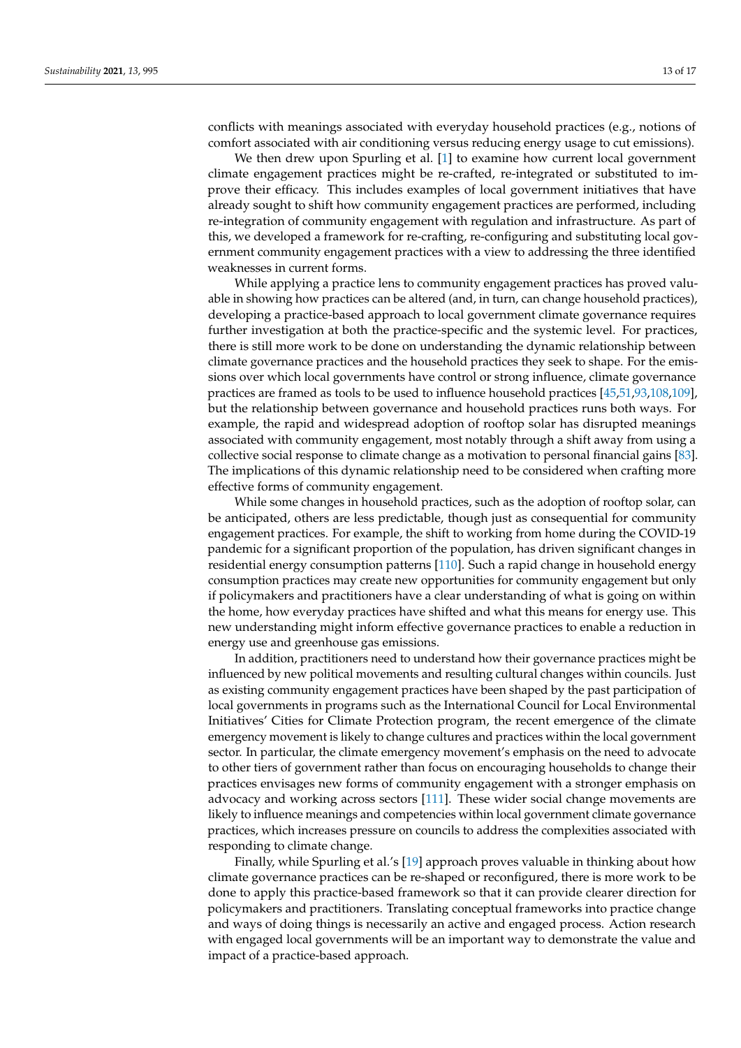conflicts with meanings associated with everyday household practices (e.g., notions of comfort associated with air conditioning versus reducing energy usage to cut emissions).

We then drew upon Spurling et al. [1] to examine how current local government climate engagement practices might be re-crafted, re-integrated or substituted to improve their efficacy. This includes examples of local government initiatives that have already sought to shift how community engagement practices are performed, including re-integration of community engagement with regulation and infrastructure. As part of this, we developed a framework for re-crafting, re-configuring and substituting local government community engagement practices with a view to addressing the three identified weaknesses in current forms.

While applying a practice lens to community engagement practices has proved valuable in showing how practices can be altered (and, in turn, can change household practices), developing a practice-based approach to local government climate governance requires further investigation at both the practice-specific and the systemic level. For practices, there is still more work to be done on understanding the dynamic relationship between climate governance practices and the household practices they seek to shape. For the emissions over which local governments have control or strong influence, climate governance practices are framed as tools to be used to influence household practices [45,51,93,108,109], but the relationship between governance and household practices runs both ways. For example, the rapid and widespread adoption of rooftop solar has disrupted meanings associated with community engagement, most notably through a shift away from using a collective social response to climate change as a motivation to personal financial gains [83]. The implications of this dynamic relationship need to be considered when crafting more effective forms of community engagement.

While some changes in household practices, such as the adoption of rooftop solar, can be anticipated, others are less predictable, though just as consequential for community engagement practices. For example, the shift to working from home during the COVID-19 pandemic for a significant proportion of the population, has driven significant changes in residential energy consumption patterns [110]. Such a rapid change in household energy consumption practices may create new opportunities for community engagement but only if policymakers and practitioners have a clear understanding of what is going on within the home, how everyday practices have shifted and what this means for energy use. This new understanding might inform effective governance practices to enable a reduction in energy use and greenhouse gas emissions.

In addition, practitioners need to understand how their governance practices might be influenced by new political movements and resulting cultural changes within councils. Just as existing community engagement practices have been shaped by the past participation of local governments in programs such as the International Council for Local Environmental Initiatives' Cities for Climate Protection program, the recent emergence of the climate emergency movement is likely to change cultures and practices within the local government sector. In particular, the climate emergency movement's emphasis on the need to advocate to other tiers of government rather than focus on encouraging households to change their practices envisages new forms of community engagement with a stronger emphasis on advocacy and working across sectors [111]. These wider social change movements are likely to influence meanings and competencies within local government climate governance practices, which increases pressure on councils to address the complexities associated with responding to climate change.

Finally, while Spurling et al.'s [19] approach proves valuable in thinking about how climate governance practices can be re-shaped or reconfigured, there is more work to be done to apply this practice-based framework so that it can provide clearer direction for policymakers and practitioners. Translating conceptual frameworks into practice change and ways of doing things is necessarily an active and engaged process. Action research with engaged local governments will be an important way to demonstrate the value and impact of a practice-based approach.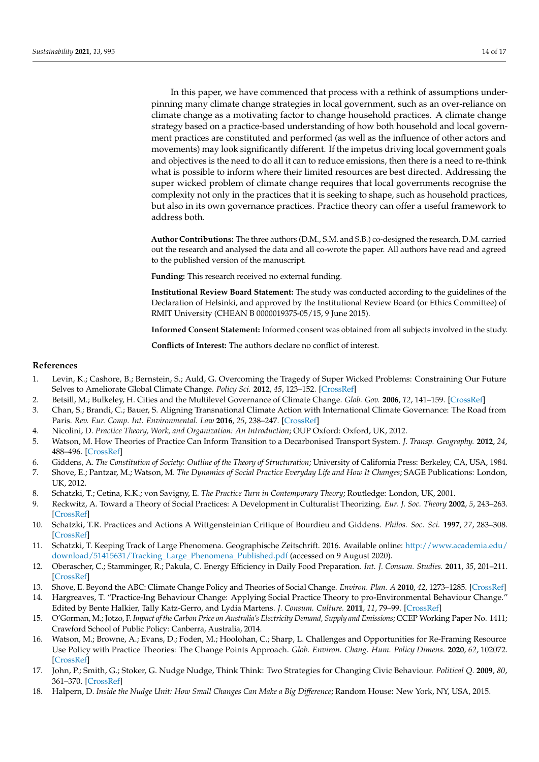In this paper, we have commenced that process with a rethink of assumptions underpinning many climate change strategies in local government, such as an over-reliance on climate change as a motivating factor to change household practices. A climate change strategy based on a practice-based understanding of how both household and local government practices are constituted and performed (as well as the influence of other actors and movements) may look significantly different. If the impetus driving local government goals and objectives is the need to do all it can to reduce emissions, then there is a need to re-think what is possible to inform where their limited resources are best directed. Addressing the super wicked problem of climate change requires that local governments recognise the complexity not only in the practices that it is seeking to shape, such as household practices, but also in its own governance practices. Practice theory can offer a useful framework to address both.

**Author Contributions:** The three authors (D.M., S.M. and S.B.) co-designed the research, D.M. carried out the research and analysed the data and all co-wrote the paper. All authors have read and agreed to the published version of the manuscript.

**Funding:** This research received no external funding.

**Institutional Review Board Statement:** The study was conducted according to the guidelines of the Declaration of Helsinki, and approved by the Institutional Review Board (or Ethics Committee) of RMIT University (CHEAN B 0000019375-05/15, 9 June 2015).

**Informed Consent Statement:** Informed consent was obtained from all subjects involved in the study.

**Conflicts of Interest:** The authors declare no conflict of interest.

## References

1. Levin, K.; Cashore, B.; Bernstein, S.; Auld, G. Overcoming the Tragedy of Super Wicked Problems: Constraining Our Future Selves to Ameliorate Global Climate Change. *Policy Sci.* **2012**, *45*, 123–152. [CrossRef]
2. Betsill, M.; Bulkeley, H. Cities and the Multilevel Governance of Climate Change. *Glob. Gov.* **2006**, *12*, 141–159. [CrossRef]
3. Chan, S.; Brandi, C.; Bauer, S. Aligning Transnational Climate Action with International Climate Governance: The Road from Paris. *Rev. Eur. Comp. Int. Environmental. Law* **2016**, *25*, 238–247. [CrossRef]
4. Nicolini, D. *Practice Theory, Work, and Organization: An Introduction*; OUP Oxford: Oxford, UK, 2012.
5. Watson, M. How Theories of Practice Can Inform Transition to a Decarbonised Transport System. *J. Transp. Geography.* **2012**, *24*, 488–496. [CrossRef]
6. Giddens, A. *The Constitution of Society: Outline of the Theory of Structuration*; University of California Press: Berkeley, CA, USA, 1984.
7. Shove, E.; Pantzar, M.; Watson, M. *The Dynamics of Social Practice Everyday Life and How It Changes*; SAGE Publications: London, UK, 2012.
8. Schatzki, T.; Cetina, K.K.; von Savigny, E. *The Practice Turn in Contemporary Theory*; Routledge: London, UK, 2001.
9. Reckwitz, A. Toward a Theory of Social Practices: A Development in Culturalist Theorizing. *Eur. J. Soc. Theory* **2002**, *5*, 243–263. [CrossRef]
10. Schatzki, T.R. Practices and Actions A Wittgensteinian Critique of Bourdieu and Giddens. *Philos. Soc. Sci.* **1997**, *27*, 283–308. [CrossRef]
11. Schatzki, T. Keeping Track of Large Phenomena. Geographische Zeitschrift. 2016. Available online: http://www.academia.edu/download/51415631/Tracking_Large_Phenomena_Published.pdf (accessed on 9 August 2020).
12. Oberascher, C.; Stamminger, R.; Pakula, C. Energy Efficiency in Daily Food Preparation. *Int. J. Consum. Studies.* **2011**, *35*, 201–211. [CrossRef]
13. Shove, E. Beyond the ABC: Climate Change Policy and Theories of Social Change. *Environ. Plan. A* **2010**, *42*, 1273–1285. [CrossRef]
14. Hargreaves, T. "Practice-Ing Behaviour Change: Applying Social Practice Theory to pro-Environmental Behaviour Change." Edited by Bente Halkier, Tally Katz-Gerro, and Lydia Martens. *J. Consum. Culture.* **2011**, *11*, 79–99. [CrossRef]
15. O'Gorman, M.; Jotzo, F. *Impact of the Carbon Price on Australia's Electricity Demand, Supply and Emissions*; CCEP Working Paper No. 1411; Crawford School of Public Policy: Canberra, Australia, 2014.
16. Watson, M.; Browne, A.; Evans, D.; Foden, M.; Hoolohan, C.; Sharp, L. Challenges and Opportunities for Re-Framing Resource Use Policy with Practice Theories: The Change Points Approach. *Glob. Environ. Chang. Hum. Policy Dimens.* **2020**, *62*, 102072. [CrossRef]
17. John, P.; Smith, G.; Stoker, G. Nudge Nudge, Think Think: Two Strategies for Changing Civic Behaviour. *Political Q.* **2009**, *80*, 361–370. [CrossRef]
18. Halpern, D. *Inside the Nudge Unit: How Small Changes Can Make a Big Difference*; Random House: New York, NY, USA, 2015.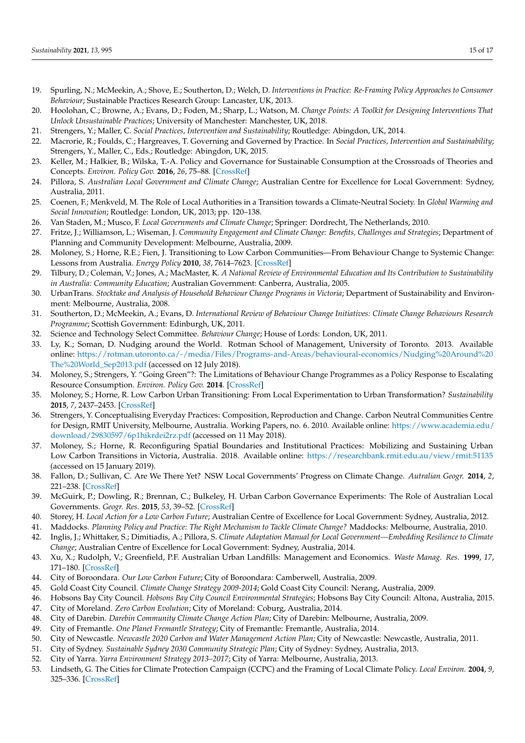19. Spurling, N.; McMeekin, A.; Shove, E.; Southerton, D.; Welch, D. *Interventions in Practice: Re-Framing Policy Approaches to Consumer Behaviour*; Sustainable Practices Research Group: Lancaster, UK, 2013.
20. Hoolohan, C.; Browne, A.; Evans, D.; Foden, M.; Sharp, L.; Watson, M. *Change Points: A Toolkit for Designing Interventions That Unlock Unsustainable Practices*; University of Manchester: Manchester, UK, 2018.
21. Strengers, Y.; Maller, C. *Social Practices, Intervention and Sustainability*; Routledge: Abingdon, UK, 2014.
22. Macrorie, R.; Foulds, C.; Hargreaves, T. Governing and Governed by Practice. In *Social Practices, Intervention and Sustainability*; Strengers, Y., Maller, C., Eds.; Routledge: Abingdon, UK, 2015.
23. Keller, M.; Halkier, B.; Wilska, T.-A. Policy and Governance for Sustainable Consumption at the Crossroads of Theories and Concepts. *Environ. Policy Gov.* **2016**, *26*, 75–88. [CrossRef]
24. Pillora, S. *Australian Local Government and Climate Change*; Australian Centre for Excellence for Local Government: Sydney, Australia, 2011.
25. Coenen, F.; Menkveld, M. The Role of Local Authorities in a Transition towards a Climate-Neutral Society. In *Global Warming and Social Innovation*; Routledge: London, UK, 2013; pp. 120–138.
26. Van Staden, M.; Musco, F. *Local Governments and Climate Change*; Springer: Dordrecht, The Netherlands, 2010.
27. Fritze, J.; Williamson, L.; Wiseman, J. *Community Engagement and Climate Change: Benefits, Challenges and Strategies*; Department of Planning and Community Development: Melbourne, Australia, 2009.
28. Moloney, S.; Horne, R.E.; Fien, J. Transitioning to Low Carbon Communities—From Behaviour Change to Systemic Change: Lessons from Australia. *Energy Policy* **2010**, *38*, 7614–7623. [CrossRef]
29. Tilbury, D.; Coleman, V.; Jones, A.; MacMaster, K. *A National Review of Environmental Education and Its Contribution to Sustainability in Australia: Community Education*; Australian Government: Canberra, Australia, 2005.
30. UrbanTrans. *Stocktake and Analysis of Household Behaviour Change Programs in Victoria*; Department of Sustainability and Environment: Melbourne, Australia, 2008.
31. Southerton, D.; McMeekin, A.; Evans, D. *International Review of Behaviour Change Initiatives: Climate Change Behaviours Research Programme*; Scottish Government: Edinburgh, UK, 2011.
32. Science and Technology Select Committee. *Behaviour Change*; House of Lords: London, UK, 2011.
33. Ly, K.; Soman, D. Nudging around the World. Rotman School of Management, University of Toronto. 2013. Available online: https://rotman.utoronto.ca/-/media/Files/Programs-and-Areas/behavioural-economics/Nudging%20Around%20The%20World_Sep2013.pdf (accessed on 12 July 2018).
34. Moloney, S.; Strengers, Y. "Going Green"?: The Limitations of Behaviour Change Programmes as a Policy Response to Escalating Resource Consumption. *Environ. Policy Gov.* **2014**. [CrossRef]
35. Moloney, S.; Horne, R. Low Carbon Urban Transitioning: From Local Experimentation to Urban Transformation? *Sustainability* **2015**, *7*, 2437–2453. [CrossRef]
36. Strengers, Y. Conceptualising Everyday Practices: Composition, Reproduction and Change. Carbon Neutral Communities Centre for Design, RMIT University, Melbourne, Australia. Working Papers, no. 6. 2010. Available online: https://www.academia.edu/download/29830597/6p1hikrdei2rz.pdf (accessed on 11 May 2018).
37. Moloney, S.; Horne, R. Reconfiguring Spatial Boundaries and Institutional Practices: Mobilizing and Sustaining Urban Low Carbon Transitions in Victoria, Australia. 2018. Available online: https://researchbank.rmit.edu.au/view/rmit:51135 (accessed on 15 January 2019).
38. Fallon, D.; Sullivan, C. Are We There Yet? NSW Local Governments' Progress on Climate Change. *Autralian Geogr.* **2014**, *2*, 221–238. [CrossRef]
39. McGuirk, P.; Dowling, R.; Brennan, C.; Bulkeley, H. Urban Carbon Governance Experiments: The Role of Australian Local Governments. *Geogr. Res.* **2015**, *53*, 39–52. [CrossRef]
40. Storey, H. *Local Action for a Low Carbon Future*; Australian Centre of Excellence for Local Government: Sydney, Australia, 2012.
41. Maddocks. *Planning Policy and Practice: The Right Mechanism to Tackle Climate Change?* Maddocks: Melbourne, Australia, 2010.
42. Inglis, J.; Whittaker, S.; Dimitiadis, A.; Pillora, S. *Climate Adaptation Manual for Local Government—Embedding Resilience to Climate Change*; Australian Centre of Excellence for Local Government: Sydney, Australia, 2014.
43. Xu, X.; Rudolph, V.; Greenfield, P.F. Australian Urban Landfills: Management and Economics. *Waste Manag. Res.* **1999**, *17*, 171–180. [CrossRef]
44. City of Boroondara. *Our Low Carbon Future*; City of Boroondara: Camberwell, Australia, 2009.
45. Gold Coast City Council. *Climate Change Strategy 2009-2014*; Gold Coast City Council: Nerang, Australia, 2009.
46. Hobsons Bay City Council. *Hobsons Bay City Council Environmental Strategies*; Hobsons Bay City Council: Altona, Australia, 2015.
47. City of Moreland. *Zero Carbon Evolution*; City of Moreland: Coburg, Australia, 2014.
48. City of Darebin. *Darebin Community Climate Change Action Plan*; City of Darebin: Melbourne, Australia, 2009.
49. City of Fremantle. *One Planet Fremantle Strategy*; City of Fremantle: Fremantle, Australia, 2014.
50. City of Newcastle. *Newcastle 2020 Carbon and Water Management Action Plan*; City of Newcastle: Newcastle, Australia, 2011.
51. City of Sydney. *Sustainable Sydney 2030 Community Strategic Plan*; City of Sydney: Sydney, Australia, 2013.
52. City of Yarra. *Yarra Environment Strategy 2013–2017*; City of Yarra: Melbourne, Australia, 2013.
53. Lindseth, G. The Cities for Climate Protection Campaign (CCPC) and the Framing of Local Climate Policy. *Local Environ.* **2004**, *9*, 325–336. [CrossRef]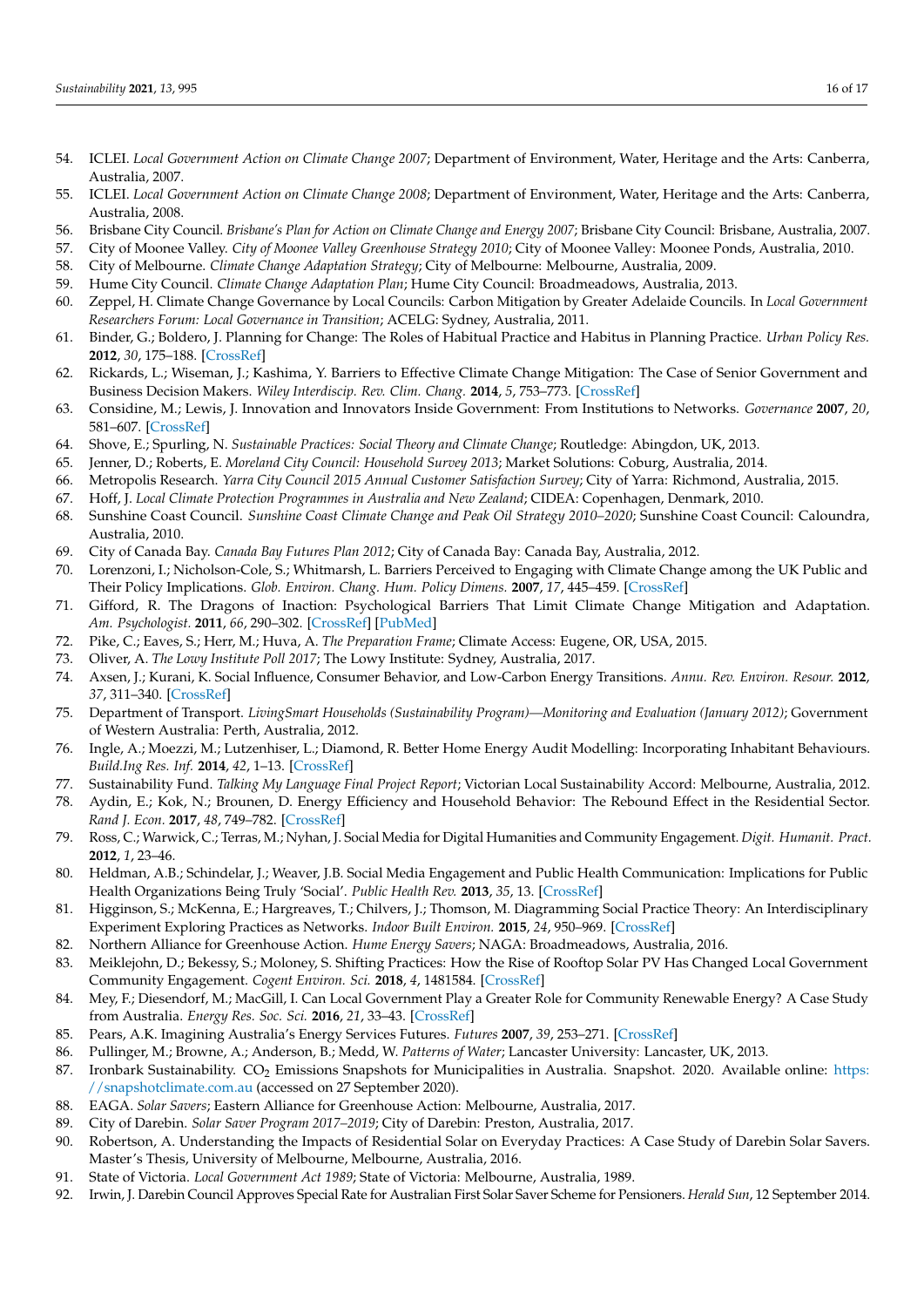54. ICLEI. *Local Government Action on Climate Change 2007*; Department of Environment, Water, Heritage and the Arts: Canberra, Australia, 2007.
55. ICLEI. *Local Government Action on Climate Change 2008*; Department of Environment, Water, Heritage and the Arts: Canberra, Australia, 2008.
56. Brisbane City Council. *Brisbane's Plan for Action on Climate Change and Energy 2007*; Brisbane City Council: Brisbane, Australia, 2007.
57. City of Moonee Valley. *City of Moonee Valley Greenhouse Strategy 2010*; City of Moonee Valley: Moonee Ponds, Australia, 2010.
58. City of Melbourne. *Climate Change Adaptation Strategy*; City of Melbourne: Melbourne, Australia, 2009.
59. Hume City Council. *Climate Change Adaptation Plan*; Hume City Council: Broadmeadows, Australia, 2013.
60. Zeppel, H. Climate Change Governance by Local Councils: Carbon Mitigation by Greater Adelaide Councils. In *Local Government Researchers Forum: Local Governance in Transition*; ACELG: Sydney, Australia, 2011.
61. Binder, G.; Boldero, J. Planning for Change: The Roles of Habitual Practice and Habitus in Planning Practice. *Urban Policy Res.* **2012**, *30*, 175–188. [CrossRef]
62. Rickards, L.; Wiseman, J.; Kashima, Y. Barriers to Effective Climate Change Mitigation: The Case of Senior Government and Business Decision Makers. *Wiley Interdiscip. Rev. Clim. Chang.* **2014**, *5*, 753–773. [CrossRef]
63. Considine, M.; Lewis, J. Innovation and Innovators Inside Government: From Institutions to Networks. *Governance* **2007**, *20*, 581–607. [CrossRef]
64. Shove, E.; Spurling, N. *Sustainable Practices: Social Theory and Climate Change*; Routledge: Abingdon, UK, 2013.
65. Jenner, D.; Roberts, E. *Moreland City Council: Household Survey 2013*; Market Solutions: Coburg, Australia, 2014.
66. Metropolis Research. *Yarra City Council 2015 Annual Customer Satisfaction Survey*; City of Yarra: Richmond, Australia, 2015.
67. Hoff, J. *Local Climate Protection Programmes in Australia and New Zealand*; CIDEA: Copenhagen, Denmark, 2010.
68. Sunshine Coast Council. *Sunshine Coast Climate Change and Peak Oil Strategy 2010–2020*; Sunshine Coast Council: Caloundra, Australia, 2010.
69. City of Canada Bay. *Canada Bay Futures Plan 2012*; City of Canada Bay: Canada Bay, Australia, 2012.
70. Lorenzoni, I.; Nicholson-Cole, S.; Whitmarsh, L. Barriers Perceived to Engaging with Climate Change among the UK Public and Their Policy Implications. *Glob. Environ. Chang. Hum. Policy Dimens.* **2007**, *17*, 445–459. [CrossRef]
71. Gifford, R. The Dragons of Inaction: Psychological Barriers That Limit Climate Change Mitigation and Adaptation. *Am. Psychologist.* **2011**, *66*, 290–302. [CrossRef] [PubMed]
72. Pike, C.; Eaves, S.; Herr, M.; Huva, A. *The Preparation Frame*; Climate Access: Eugene, OR, USA, 2015.
73. Oliver, A. *The Lowy Institute Poll 2017*; The Lowy Institute: Sydney, Australia, 2017.
74. Axsen, J.; Kurani, K. Social Influence, Consumer Behavior, and Low-Carbon Energy Transitions. *Annu. Rev. Environ. Resour.* **2012**, *37*, 311–340. [CrossRef]
75. Department of Transport. *LivingSmart Households (Sustainability Program)—Monitoring and Evaluation (January 2012)*; Government of Western Australia: Perth, Australia, 2012.
76. Ingle, A.; Moezzi, M.; Lutzenhiser, L.; Diamond, R. Better Home Energy Audit Modelling: Incorporating Inhabitant Behaviours. *Build.Ing Res. Inf.* **2014**, *42*, 1–13. [CrossRef]
77. Sustainability Fund. *Talking My Language Final Project Report*; Victorian Local Sustainability Accord: Melbourne, Australia, 2012.
78. Aydin, E.; Kok, N.; Brounen, D. Energy Efficiency and Household Behavior: The Rebound Effect in the Residential Sector. *Rand J. Econ.* **2017**, *48*, 749–782. [CrossRef]
79. Ross, C.; Warwick, C.; Terras, M.; Nyhan, J. Social Media for Digital Humanities and Community Engagement. *Digit. Humanit. Pract.* **2012**, *1*, 23–46.
80. Heldman, A.B.; Schindelar, J.; Weaver, J.B. Social Media Engagement and Public Health Communication: Implications for Public Health Organizations Being Truly 'Social'. *Public Health Rev.* **2013**, *35*, 13. [CrossRef]
81. Higginson, S.; McKenna, E.; Hargreaves, T.; Chilvers, J.; Thomson, M. Diagramming Social Practice Theory: An Interdisciplinary Experiment Exploring Practices as Networks. *Indoor Built Environ.* **2015**, *24*, 950–969. [CrossRef]
82. Northern Alliance for Greenhouse Action. *Hume Energy Savers*; NAGA: Broadmeadows, Australia, 2016.
83. Meiklejohn, D.; Bekessy, S.; Moloney, S. Shifting Practices: How the Rise of Rooftop Solar PV Has Changed Local Government Community Engagement. *Cogent Environ. Sci.* **2018**, *4*, 1481584. [CrossRef]
84. Mey, F.; Diesendorf, M.; MacGill, I. Can Local Government Play a Greater Role for Community Renewable Energy? A Case Study from Australia. *Energy Res. Soc. Sci.* **2016**, *21*, 33–43. [CrossRef]
85. Pears, A.K. Imagining Australia's Energy Services Futures. *Futures* **2007**, *39*, 253–271. [CrossRef]
86. Pullinger, M.; Browne, A.; Anderson, B.; Medd, W. *Patterns of Water*; Lancaster University: Lancaster, UK, 2013.
87. Ironbark Sustainability. $CO_2$ Emissions Snapshots for Municipalities in Australia. Snapshot. 2020. Available online: https://snapshotclimate.com.au (accessed on 27 September 2020).
88. EAGA. *Solar Savers*; Eastern Alliance for Greenhouse Action: Melbourne, Australia, 2017.
89. City of Darebin. *Solar Saver Program 2017–2019*; City of Darebin: Preston, Australia, 2017.
90. Robertson, A. Understanding the Impacts of Residential Solar on Everyday Practices: A Case Study of Darebin Solar Savers. Master's Thesis, University of Melbourne, Melbourne, Australia, 2016.
91. State of Victoria. *Local Government Act 1989*; State of Victoria: Melbourne, Australia, 1989.
92. Irwin, J. Darebin Council Approves Special Rate for Australian First Solar Saver Scheme for Pensioners. *Herald Sun*, 12 September 2014.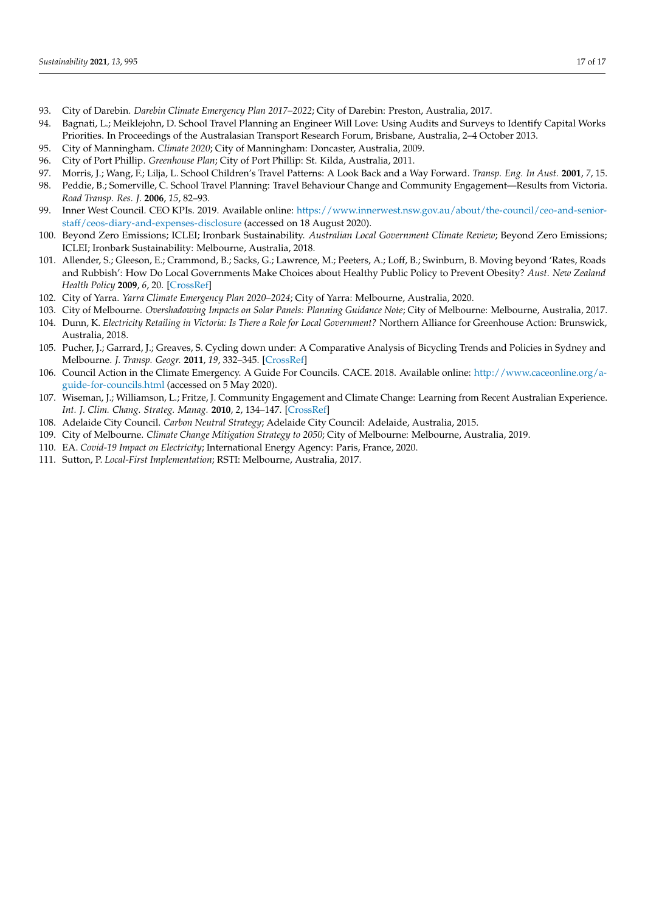93. City of Darebin. *Darebin Climate Emergency Plan 2017–2022*; City of Darebin: Preston, Australia, 2017.
94. Bagnati, L.; Meiklejohn, D. School Travel Planning an Engineer Will Love: Using Audits and Surveys to Identify Capital Works Priorities. In Proceedings of the Australasian Transport Research Forum, Brisbane, Australia, 2–4 October 2013.
95. City of Manningham. *Climate 2020*; City of Manningham: Doncaster, Australia, 2009.
96. City of Port Phillip. *Greenhouse Plan*; City of Port Phillip: St. Kilda, Australia, 2011.
97. Morris, J.; Wang, F.; Lilja, L. School Children's Travel Patterns: A Look Back and a Way Forward. *Transp. Eng. In Aust.* **2001**, *7*, 15.
98. Peddie, B.; Somerville, C. School Travel Planning: Travel Behaviour Change and Community Engagement—Results from Victoria. *Road Transp. Res. J.* **2006**, *15*, 82–93.
99. Inner West Council. CEO KPIs. 2019. Available online: https://www.innerwest.nsw.gov.au/about/the-council/ceo-and-senior-staff/ceos-diary-and-expenses-disclosure (accessed on 18 August 2020).
100. Beyond Zero Emissions; ICLEI; Ironbark Sustainability. *Australian Local Government Climate Review*; Beyond Zero Emissions; ICLEI; Ironbark Sustainability: Melbourne, Australia, 2018.
101. Allender, S.; Gleeson, E.; Crammond, B.; Sacks, G.; Lawrence, M.; Peeters, A.; Loff, B.; Swinburn, B. Moving beyond 'Rates, Roads and Rubbish': How Do Local Governments Make Choices about Healthy Public Policy to Prevent Obesity? *Aust. New Zealand Health Policy* **2009**, *6*, 20. [CrossRef]
102. City of Yarra. *Yarra Climate Emergency Plan 2020–2024*; City of Yarra: Melbourne, Australia, 2020.
103. City of Melbourne. *Overshadowing Impacts on Solar Panels: Planning Guidance Note*; City of Melbourne: Melbourne, Australia, 2017.
104. Dunn, K. *Electricity Retailing in Victoria: Is There a Role for Local Government?* Northern Alliance for Greenhouse Action: Brunswick, Australia, 2018.
105. Pucher, J.; Garrard, J.; Greaves, S. Cycling down under: A Comparative Analysis of Bicycling Trends and Policies in Sydney and Melbourne. *J. Transp. Geogr.* **2011**, *19*, 332–345. [CrossRef]
106. Council Action in the Climate Emergency. A Guide For Councils. CACE. 2018. Available online: http://www.caceonline.org/a-guide-for-councils.html (accessed on 5 May 2020).
107. Wiseman, J.; Williamson, L.; Fritze, J. Community Engagement and Climate Change: Learning from Recent Australian Experience. *Int. J. Clim. Chang. Strateg. Manag.* **2010**, *2*, 134–147. [CrossRef]
108. Adelaide City Council. *Carbon Neutral Strategy*; Adelaide City Council: Adelaide, Australia, 2015.
109. City of Melbourne. *Climate Change Mitigation Strategy to 2050*; City of Melbourne: Melbourne, Australia, 2019.
110. EA. *Covid-19 Impact on Electricity*; International Energy Agency: Paris, France, 2020.
111. Sutton, P. *Local-First Implementation*; RSTI: Melbourne, Australia, 2017.